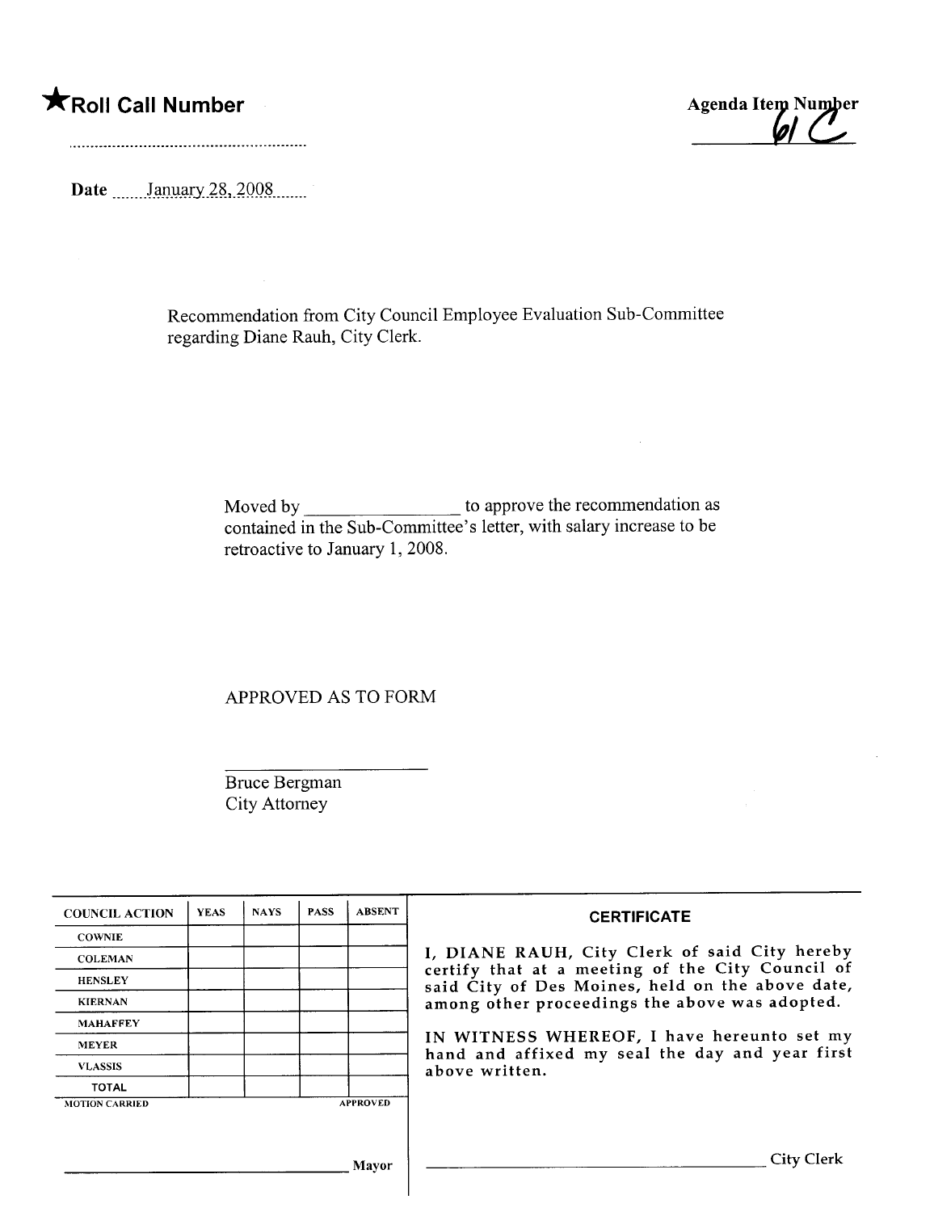★**Roll Call Number**

**Agenda Item Number**
61 C

Date January 28, 2008

Recommendation from City Council Employee Evaluation Sub-Committee regarding Diane Rauh, City Clerk.

Moved by ________________ to approve the recommendation as contained in the Sub-Committee's letter, with salary increase to be retroactive to January 1, 2008.

APPROVED AS TO FORM

Bruce Bergman
City Attorney

| COUNCIL ACTION | YEAS | NAYS | PASS | ABSENT |
|---|---|---|---|---|
| COWNIE | | | | |
| COLEMAN | | | | |
| HENSLEY | | | | |
| KIERNAN | | | | |
| MAHAFFEY | | | | |
| MEYER | | | | |
| VLASSIS | | | | |
| TOTAL | | | | |

MOTION CARRIED APPROVED

________________________ Mayor

**CERTIFICATE**

I, DIANE RAUH, City Clerk of said City hereby certify that at a meeting of the City Council of said City of Des Moines, held on the above date, among other proceedings the above was adopted.

IN WITNESS WHEREOF, I have hereunto set my hand and affixed my seal the day and year first above written.

________________________ City Clerk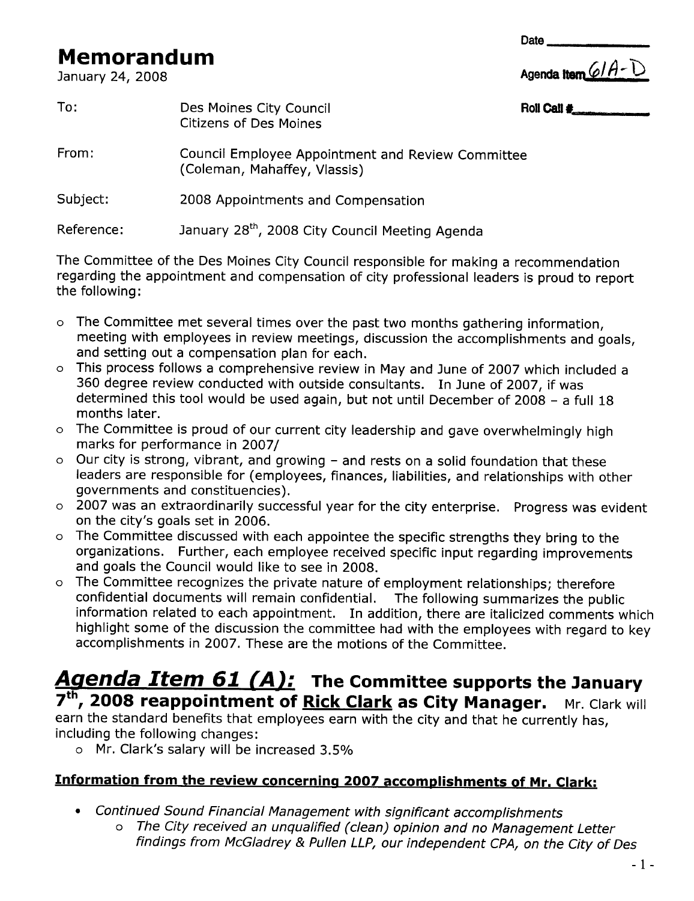# Memorandum

January 24, 2008

Date ____________

Agenda Item 61A-D

Roll Call # ____________

To: Des Moines City Council
Citizens of Des Moines

From: Council Employee Appointment and Review Committee (Coleman, Mahaffey, Vlassis)

Subject: 2008 Appointments and Compensation

Reference: January 28th, 2008 City Council Meeting Agenda

The Committee of the Des Moines City Council responsible for making a recommendation regarding the appointment and compensation of city professional leaders is proud to report the following:

- The Committee met several times over the past two months gathering information, meeting with employees in review meetings, discussion the accomplishments and goals, and setting out a compensation plan for each.
- This process follows a comprehensive review in May and June of 2007 which included a 360 degree review conducted with outside consultants. In June of 2007, if was determined this tool would be used again, but not until December of 2008 – a full 18 months later.
- The Committee is proud of our current city leadership and gave overwhelmingly high marks for performance in 2007/
- Our city is strong, vibrant, and growing – and rests on a solid foundation that these leaders are responsible for (employees, finances, liabilities, and relationships with other governments and constituencies).
- 2007 was an extraordinarily successful year for the city enterprise. Progress was evident on the city's goals set in 2006.
- The Committee discussed with each appointee the specific strengths they bring to the organizations. Further, each employee received specific input regarding improvements and goals the Council would like to see in 2008.
- The Committee recognizes the private nature of employment relationships; therefore confidential documents will remain confidential. The following summarizes the public information related to each appointment. In addition, there are italicized comments which highlight some of the discussion the committee had with the employees with regard to key accomplishments in 2007. These are the motions of the Committee.

## Agenda Item 61 (A): The Committee supports the January 7th, 2008 reappointment of Rick Clark as City Manager.

Mr. Clark will earn the standard benefits that employees earn with the city and that he currently has, including the following changes:

- Mr. Clark's salary will be increased 3.5%

**Information from the review concerning 2007 accomplishments of Mr. Clark:**

- *Continued Sound Financial Management with significant accomplishments*
  - *The City received an unqualified (clean) opinion and no Management Letter findings from McGladrey & Pullen LLP, our independent CPA, on the City of Des*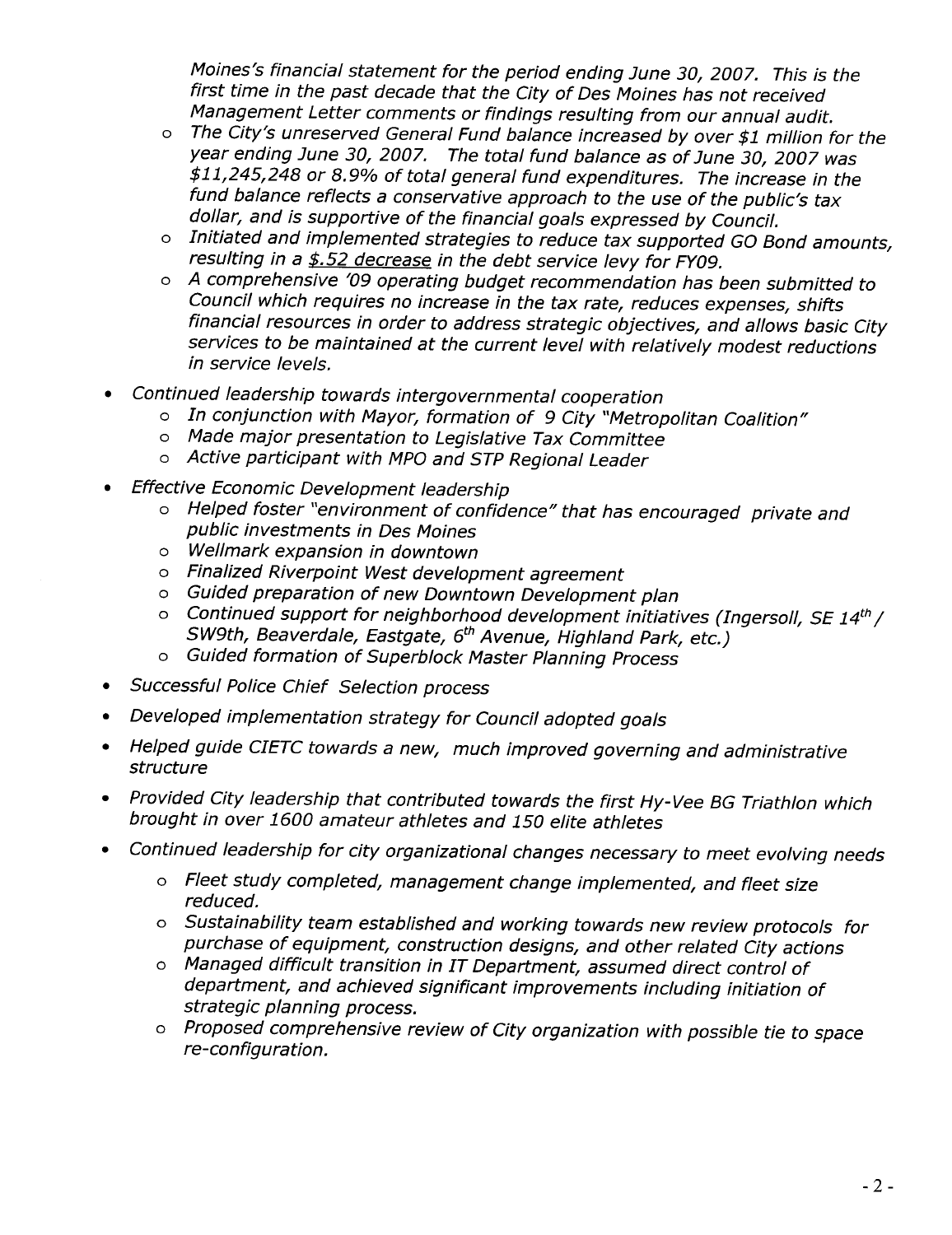*Moines's financial statement for the period ending June 30, 2007. This is the first time in the past decade that the City of Des Moines has not received Management Letter comments or findings resulting from our annual audit.*

- *The City's unreserved General Fund balance increased by over $1 million for the year ending June 30, 2007. The total fund balance as of June 30, 2007 was $11,245,248 or 8.9% of total general fund expenditures. The increase in the fund balance reflects a conservative approach to the use of the public's tax dollar, and is supportive of the financial goals expressed by Council.*
- *Initiated and implemented strategies to reduce tax supported GO Bond amounts, resulting in a <u>$.52 decrease</u> in the debt service levy for FY09.*
- *A comprehensive '09 operating budget recommendation has been submitted to Council which requires no increase in the tax rate, reduces expenses, shifts financial resources in order to address strategic objectives, and allows basic City services to be maintained at the current level with relatively modest reductions in service levels.*

- *Continued leadership towards intergovernmental cooperation*
  - *In conjunction with Mayor, formation of 9 City "Metropolitan Coalition"*
  - *Made major presentation to Legislative Tax Committee*
  - *Active participant with MPO and STP Regional Leader*
- *Effective Economic Development leadership*
  - *Helped foster "environment of confidence" that has encouraged private and public investments in Des Moines*
  - *Wellmark expansion in downtown*
  - *Finalized Riverpoint West development agreement*
  - *Guided preparation of new Downtown Development plan*
  - *Continued support for neighborhood development initiatives (Ingersoll, SE 14th / SW9th, Beaverdale, Eastgate, 6th Avenue, Highland Park, etc.)*
  - *Guided formation of Superblock Master Planning Process*
- *Successful Police Chief Selection process*
- *Developed implementation strategy for Council adopted goals*
- *Helped guide CIETC towards a new, much improved governing and administrative structure*
- *Provided City leadership that contributed towards the first Hy-Vee BG Triathlon which brought in over 1600 amateur athletes and 150 elite athletes*
- *Continued leadership for city organizational changes necessary to meet evolving needs*
  - *Fleet study completed, management change implemented, and fleet size reduced.*
  - *Sustainability team established and working towards new review protocols for purchase of equipment, construction designs, and other related City actions*
  - *Managed difficult transition in IT Department, assumed direct control of department, and achieved significant improvements including initiation of strategic planning process.*
  - *Proposed comprehensive review of City organization with possible tie to space re-configuration.*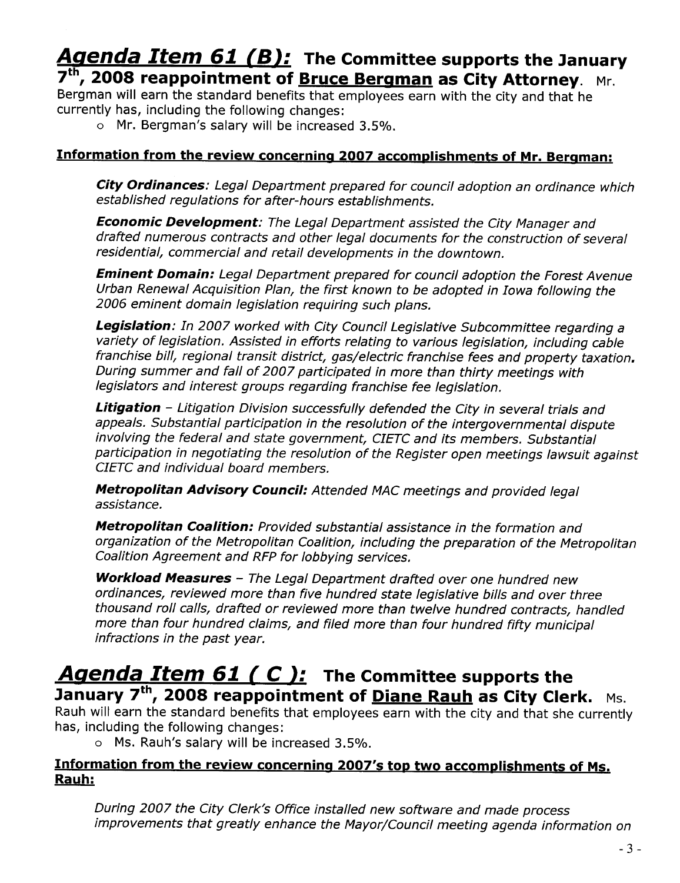## ***Agenda Item 61 (B):*** The Committee supports the January 7th, 2008 reappointment of Bruce Bergman as City Attorney.

Mr. Bergman will earn the standard benefits that employees earn with the city and that he currently has, including the following changes:

- Mr. Bergman's salary will be increased 3.5%.

**Information from the review concerning 2007 accomplishments of Mr. Bergman:**

***City Ordinances****: Legal Department prepared for council adoption an ordinance which established regulations for after-hours establishments.*

***Economic Development****: The Legal Department assisted the City Manager and drafted numerous contracts and other legal documents for the construction of several residential, commercial and retail developments in the downtown.*

***Eminent Domain:*** *Legal Department prepared for council adoption the Forest Avenue Urban Renewal Acquisition Plan, the first known to be adopted in Iowa following the 2006 eminent domain legislation requiring such plans.*

***Legislation****: In 2007 worked with City Council Legislative Subcommittee regarding a variety of legislation. Assisted in efforts relating to various legislation, including cable franchise bill, regional transit district, gas/electric franchise fees and property taxation. During summer and fall of 2007 participated in more than thirty meetings with legislators and interest groups regarding franchise fee legislation.*

***Litigation*** *– Litigation Division successfully defended the City in several trials and appeals. Substantial participation in the resolution of the intergovernmental dispute involving the federal and state government, CIETC and its members. Substantial participation in negotiating the resolution of the Register open meetings lawsuit against CIETC and individual board members.*

***Metropolitan Advisory Council:*** *Attended MAC meetings and provided legal assistance.*

***Metropolitan Coalition:*** *Provided substantial assistance in the formation and organization of the Metropolitan Coalition, including the preparation of the Metropolitan Coalition Agreement and RFP for lobbying services.*

***Workload Measures*** *– The Legal Department drafted over one hundred new ordinances, reviewed more than five hundred state legislative bills and over three thousand roll calls, drafted or reviewed more than twelve hundred contracts, handled more than four hundred claims, and filed more than four hundred fifty municipal infractions in the past year.*

## ***Agenda Item 61 ( C ):*** The Committee supports the January 7th, 2008 reappointment of Diane Rauh as City Clerk.

Ms. Rauh will earn the standard benefits that employees earn with the city and that she currently has, including the following changes:

- Ms. Rauh's salary will be increased 3.5%.

**Information from the review concerning 2007's top two accomplishments of Ms. Rauh:**

*During 2007 the City Clerk's Office installed new software and made process improvements that greatly enhance the Mayor/Council meeting agenda information on*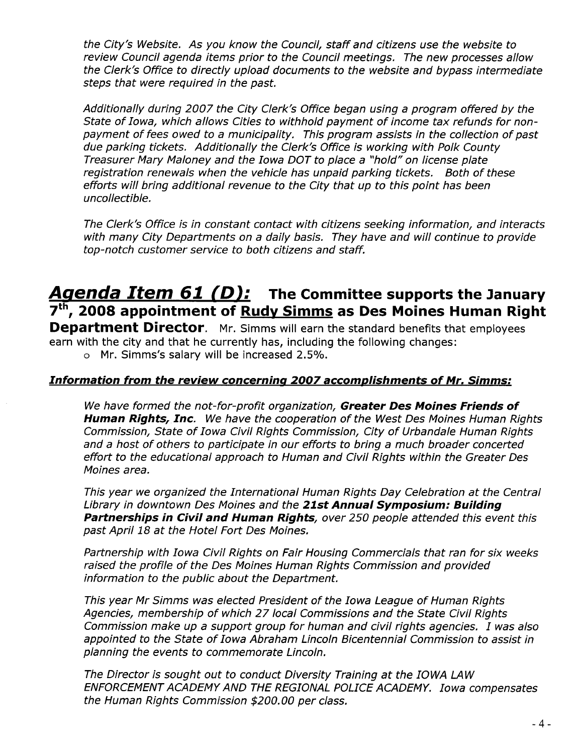*the City's Website. As you know the Council, staff and citizens use the website to review Council agenda items prior to the Council meetings. The new processes allow the Clerk's Office to directly upload documents to the website and bypass intermediate steps that were required in the past.*

*Additionally during 2007 the City Clerk's Office began using a program offered by the State of Iowa, which allows Cities to withhold payment of income tax refunds for non-payment of fees owed to a municipality. This program assists in the collection of past due parking tickets. Additionally the Clerk's Office is working with Polk County Treasurer Mary Maloney and the Iowa DOT to place a "hold" on license plate registration renewals when the vehicle has unpaid parking tickets. Both of these efforts will bring additional revenue to the City that up to this point has been uncollectible.*

*The Clerk's Office is in constant contact with citizens seeking information, and interacts with many City Departments on a daily basis. They have and will continue to provide top-notch customer service to both citizens and staff.*

## ***Agenda Item 61 (D):*** The Committee supports the January 7th, 2008 appointment of Rudy Simms as Des Moines Human Right Department Director.

Mr. Simms will earn the standard benefits that employees earn with the city and that he currently has, including the following changes:

- Mr. Simms's salary will be increased 2.5%.

***Information from the review concerning 2007 accomplishments of Mr. Simms:***

*We have formed the not-for-profit organization, **Greater Des Moines Friends of Human Rights, Inc**. We have the cooperation of the West Des Moines Human Rights Commission, State of Iowa Civil Rights Commission, City of Urbandale Human Rights and a host of others to participate in our efforts to bring a much broader concerted effort to the educational approach to Human and Civil Rights within the Greater Des Moines area.*

*This year we organized the International Human Rights Day Celebration at the Central Library in downtown Des Moines and the **21st Annual Symposium: Building Partnerships in Civil and Human Rights**, over 250 people attended this event this past April 18 at the Hotel Fort Des Moines.*

*Partnership with Iowa Civil Rights on Fair Housing Commercials that ran for six weeks raised the profile of the Des Moines Human Rights Commission and provided information to the public about the Department.*

*This year Mr Simms was elected President of the Iowa League of Human Rights Agencies, membership of which 27 local Commissions and the State Civil Rights Commission make up a support group for human and civil rights agencies. I was also appointed to the State of Iowa Abraham Lincoln Bicentennial Commission to assist in planning the events to commemorate Lincoln.*

*The Director is sought out to conduct Diversity Training at the IOWA LAW ENFORCEMENT ACADEMY AND THE REGIONAL POLICE ACADEMY. Iowa compensates the Human Rights Commission $200.00 per class.*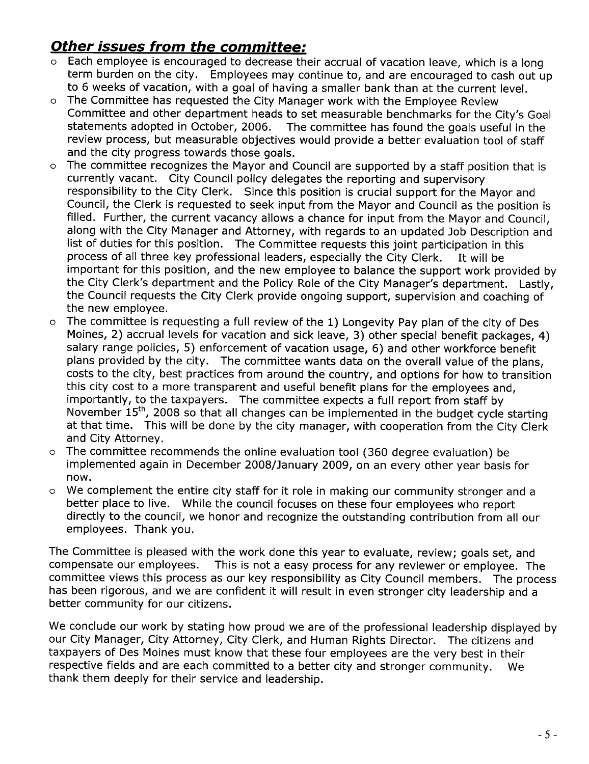## ***Other issues from the committee:***

- Each employee is encouraged to decrease their accrual of vacation leave, which is a long term burden on the city. Employees may continue to, and are encouraged to cash out up to 6 weeks of vacation, with a goal of having a smaller bank than at the current level.
- The Committee has requested the City Manager work with the Employee Review Committee and other department heads to set measurable benchmarks for the City's Goal statements adopted in October, 2006. The committee has found the goals useful in the review process, but measurable objectives would provide a better evaluation tool of staff and the city progress towards those goals.
- The committee recognizes the Mayor and Council are supported by a staff position that is currently vacant. City Council policy delegates the reporting and supervisory responsibility to the City Clerk. Since this position is crucial support for the Mayor and Council, the Clerk is requested to seek input from the Mayor and Council as the position is filled. Further, the current vacancy allows a chance for input from the Mayor and Council, along with the City Manager and Attorney, with regards to an updated Job Description and list of duties for this position. The Committee requests this joint participation in this process of all three key professional leaders, especially the City Clerk. It will be important for this position, and the new employee to balance the support work provided by the City Clerk's department and the Policy Role of the City Manager's department. Lastly, the Council requests the City Clerk provide ongoing support, supervision and coaching of the new employee.
- The committee is requesting a full review of the 1) Longevity Pay plan of the city of Des Moines, 2) accrual levels for vacation and sick leave, 3) other special benefit packages, 4) salary range policies, 5) enforcement of vacation usage, 6) and other workforce benefit plans provided by the city. The committee wants data on the overall value of the plans, costs to the city, best practices from around the country, and options for how to transition this city cost to a more transparent and useful benefit plans for the employees and, importantly, to the taxpayers. The committee expects a full report from staff by November 15th, 2008 so that all changes can be implemented in the budget cycle starting at that time. This will be done by the city manager, with cooperation from the City Clerk and City Attorney.
- The committee recommends the online evaluation tool (360 degree evaluation) be implemented again in December 2008/January 2009, on an every other year basis for now.
- We complement the entire city staff for it role in making our community stronger and a better place to live. While the council focuses on these four employees who report directly to the council, we honor and recognize the outstanding contribution from all our employees. Thank you.

The Committee is pleased with the work done this year to evaluate, review; goals set, and compensate our employees. This is not a easy process for any reviewer or employee. The committee views this process as our key responsibility as City Council members. The process has been rigorous, and we are confident it will result in even stronger city leadership and a better community for our citizens.

We conclude our work by stating how proud we are of the professional leadership displayed by our City Manager, City Attorney, City Clerk, and Human Rights Director. The citizens and taxpayers of Des Moines must know that these four employees are the very best in their respective fields and are each committed to a better city and stronger community. We thank them deeply for their service and leadership.